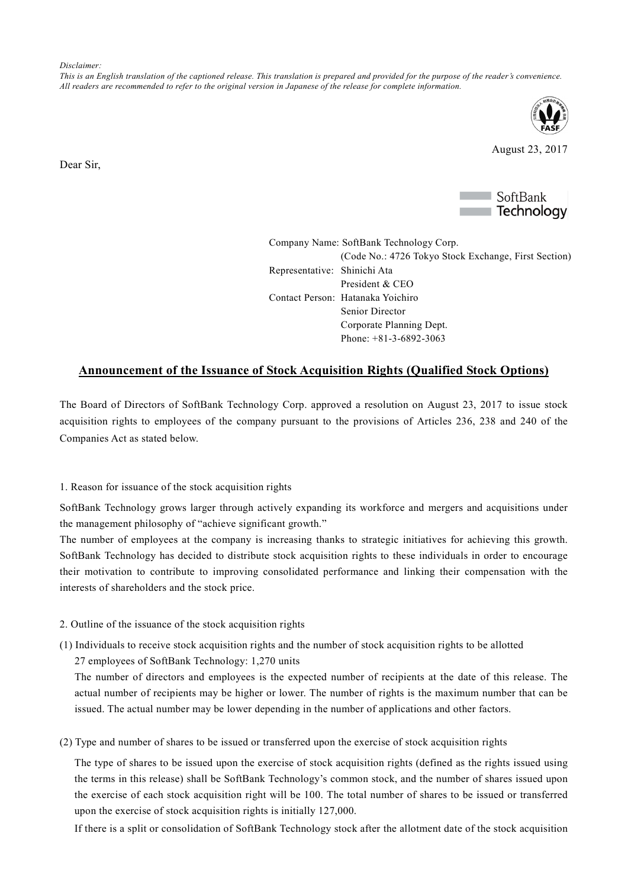*Disclaimer:*
*This is an English translation of the captioned release. This translation is prepared and provided for the purpose of the reader's convenience. All readers are recommended to refer to the original version in Japanese of the release for complete information.*

August 23, 2017

Dear Sir,

SoftBank Technology

Company Name: SoftBank Technology Corp.
(Code No.: 4726 Tokyo Stock Exchange, First Section)
Representative: Shinichi Ata
President & CEO
Contact Person: Hatanaka Yoichiro
Senior Director
Corporate Planning Dept.
Phone: +81-3-6892-3063

## Announcement of the Issuance of Stock Acquisition Rights (Qualified Stock Options)

The Board of Directors of SoftBank Technology Corp. approved a resolution on August 23, 2017 to issue stock acquisition rights to employees of the company pursuant to the provisions of Articles 236, 238 and 240 of the Companies Act as stated below.

1. Reason for issuance of the stock acquisition rights

SoftBank Technology grows larger through actively expanding its workforce and mergers and acquisitions under the management philosophy of "achieve significant growth."
The number of employees at the company is increasing thanks to strategic initiatives for achieving this growth. SoftBank Technology has decided to distribute stock acquisition rights to these individuals in order to encourage their motivation to contribute to improving consolidated performance and linking their compensation with the interests of shareholders and the stock price.

2. Outline of the issuance of the stock acquisition rights

(1) Individuals to receive stock acquisition rights and the number of stock acquisition rights to be allotted

27 employees of SoftBank Technology: 1,270 units

The number of directors and employees is the expected number of recipients at the date of this release. The actual number of recipients may be higher or lower. The number of rights is the maximum number that can be issued. The actual number may be lower depending in the number of applications and other factors.

(2) Type and number of shares to be issued or transferred upon the exercise of stock acquisition rights

The type of shares to be issued upon the exercise of stock acquisition rights (defined as the rights issued using the terms in this release) shall be SoftBank Technology's common stock, and the number of shares issued upon the exercise of each stock acquisition right will be 100. The total number of shares to be issued or transferred upon the exercise of stock acquisition rights is initially 127,000.

If there is a split or consolidation of SoftBank Technology stock after the allotment date of the stock acquisition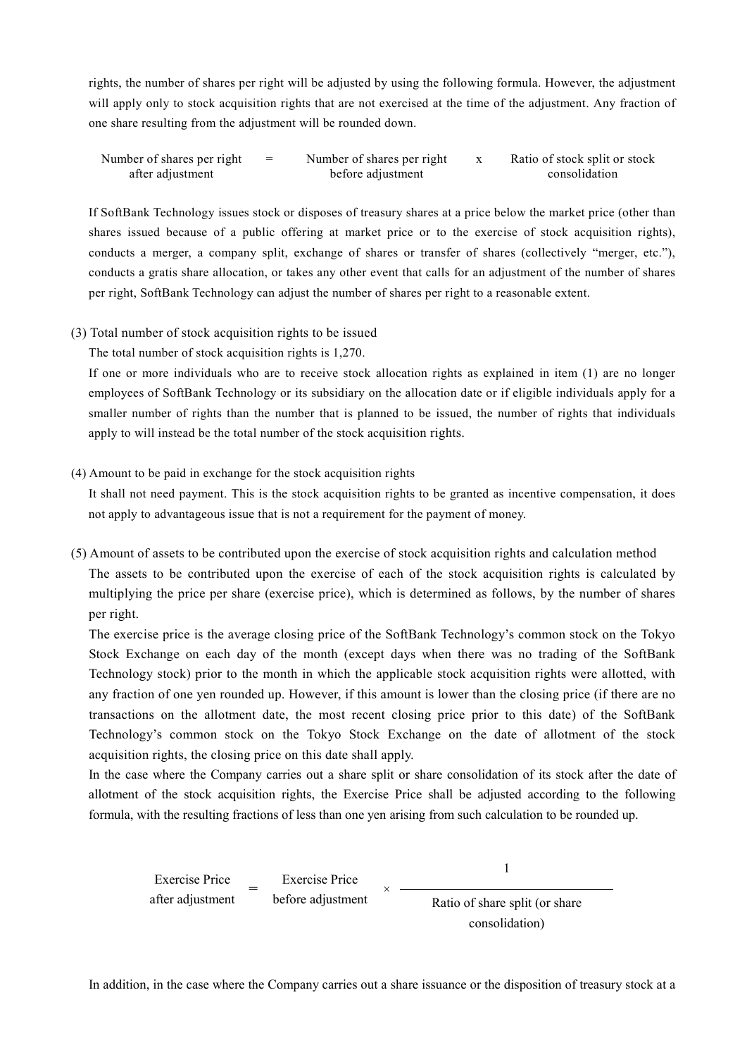rights, the number of shares per right will be adjusted by using the following formula. However, the adjustment will apply only to stock acquisition rights that are not exercised at the time of the adjustment. Any fraction of one share resulting from the adjustment will be rounded down.

$$\text{Number of shares per right after adjustment} = \text{Number of shares per right before adjustment} \times \text{Ratio of stock split or stock consolidation}$$

If SoftBank Technology issues stock or disposes of treasury shares at a price below the market price (other than shares issued because of a public offering at market price or to the exercise of stock acquisition rights), conducts a merger, a company split, exchange of shares or transfer of shares (collectively "merger, etc."), conducts a gratis share allocation, or takes any other event that calls for an adjustment of the number of shares per right, SoftBank Technology can adjust the number of shares per right to a reasonable extent.

(3) Total number of stock acquisition rights to be issued

The total number of stock acquisition rights is 1,270.

If one or more individuals who are to receive stock allocation rights as explained in item (1) are no longer employees of SoftBank Technology or its subsidiary on the allocation date or if eligible individuals apply for a smaller number of rights than the number that is planned to be issued, the number of rights that individuals apply to will instead be the total number of the stock acquisition rights.

(4) Amount to be paid in exchange for the stock acquisition rights

It shall not need payment. This is the stock acquisition rights to be granted as incentive compensation, it does not apply to advantageous issue that is not a requirement for the payment of money.

(5) Amount of assets to be contributed upon the exercise of stock acquisition rights and calculation method

The assets to be contributed upon the exercise of each of the stock acquisition rights is calculated by multiplying the price per share (exercise price), which is determined as follows, by the number of shares per right.

The exercise price is the average closing price of the SoftBank Technology's common stock on the Tokyo Stock Exchange on each day of the month (except days when there was no trading of the SoftBank Technology stock) prior to the month in which the applicable stock acquisition rights were allotted, with any fraction of one yen rounded up. However, if this amount is lower than the closing price (if there are no transactions on the allotment date, the most recent closing price prior to this date) of the SoftBank Technology's common stock on the Tokyo Stock Exchange on the date of allotment of the stock acquisition rights, the closing price on this date shall apply.

In the case where the Company carries out a share split or share consolidation of its stock after the date of allotment of the stock acquisition rights, the Exercise Price shall be adjusted according to the following formula, with the resulting fractions of less than one yen arising from such calculation to be rounded up.

$$\text{Exercise Price after adjustment} = \text{Exercise Price before adjustment} \times \frac{1}{\text{Ratio of share split (or share consolidation)}}$$

In addition, in the case where the Company carries out a share issuance or the disposition of treasury stock at a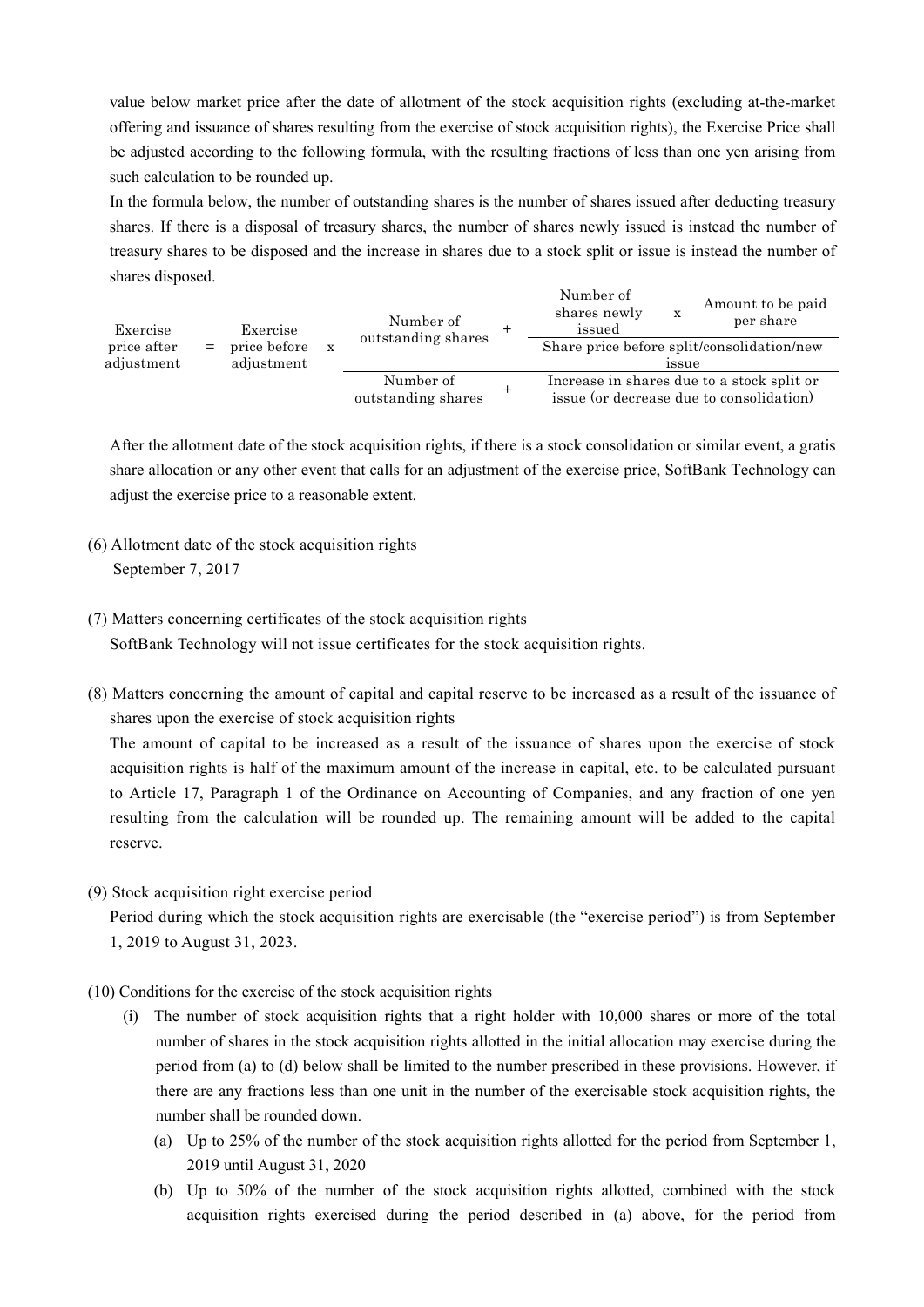value below market price after the date of allotment of the stock acquisition rights (excluding at-the-market offering and issuance of shares resulting from the exercise of stock acquisition rights), the Exercise Price shall be adjusted according to the following formula, with the resulting fractions of less than one yen arising from such calculation to be rounded up.

In the formula below, the number of outstanding shares is the number of shares issued after deducting treasury shares. If there is a disposal of treasury shares, the number of shares newly issued is instead the number of treasury shares to be disposed and the increase in shares due to a stock split or issue is instead the number of shares disposed.

$$\text{Exercise price after adjustment} = \text{Exercise price before adjustment} \times \frac{\text{Number of outstanding shares} + \dfrac{\text{Number of shares newly issued} \times \text{Amount to be paid per share}}{\text{Share price before split/consolidation/new issue}}}{\text{Number of outstanding shares} + \text{Increase in shares due to a stock split or issue (or decrease due to consolidation)}}$$

After the allotment date of the stock acquisition rights, if there is a stock consolidation or similar event, a gratis share allocation or any other event that calls for an adjustment of the exercise price, SoftBank Technology can adjust the exercise price to a reasonable extent.

(6) Allotment date of the stock acquisition rights

September 7, 2017

(7) Matters concerning certificates of the stock acquisition rights

SoftBank Technology will not issue certificates for the stock acquisition rights.

(8) Matters concerning the amount of capital and capital reserve to be increased as a result of the issuance of shares upon the exercise of stock acquisition rights

The amount of capital to be increased as a result of the issuance of shares upon the exercise of stock acquisition rights is half of the maximum amount of the increase in capital, etc. to be calculated pursuant to Article 17, Paragraph 1 of the Ordinance on Accounting of Companies, and any fraction of one yen resulting from the calculation will be rounded up. The remaining amount will be added to the capital reserve.

(9) Stock acquisition right exercise period

Period during which the stock acquisition rights are exercisable (the "exercise period") is from September 1, 2019 to August 31, 2023.

(10) Conditions for the exercise of the stock acquisition rights

(i) The number of stock acquisition rights that a right holder with 10,000 shares or more of the total number of shares in the stock acquisition rights allotted in the initial allocation may exercise during the period from (a) to (d) below shall be limited to the number prescribed in these provisions. However, if there are any fractions less than one unit in the number of the exercisable stock acquisition rights, the number shall be rounded down.

(a) Up to 25% of the number of the stock acquisition rights allotted for the period from September 1, 2019 until August 31, 2020

(b) Up to 50% of the number of the stock acquisition rights allotted, combined with the stock acquisition rights exercised during the period described in (a) above, for the period from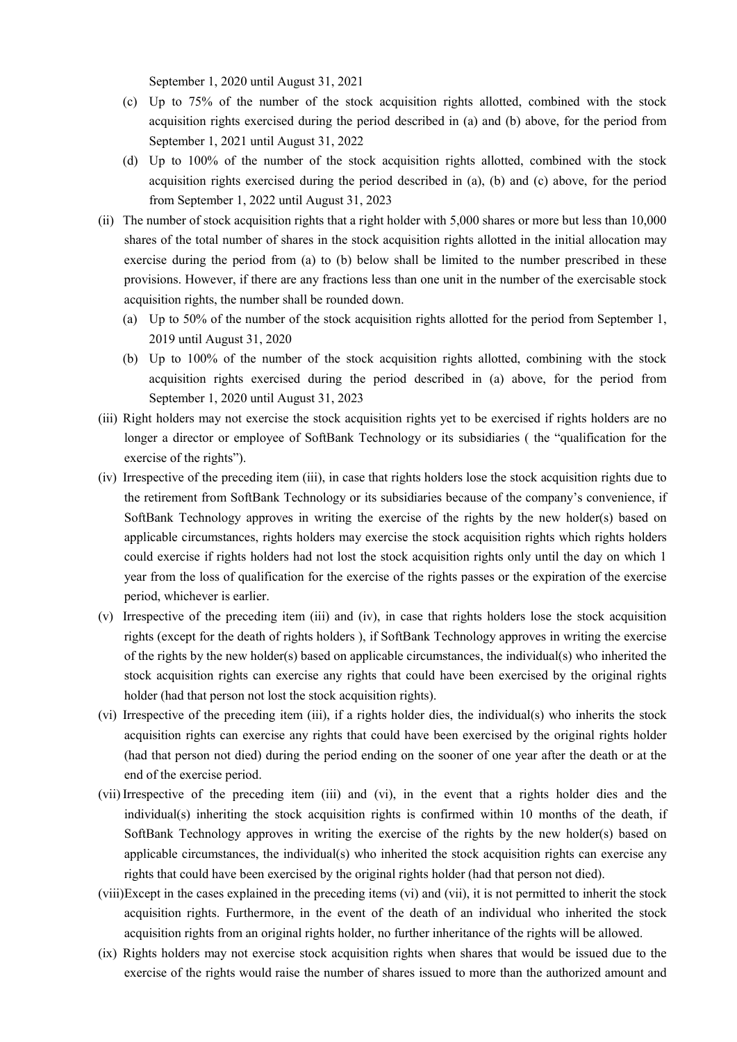September 1, 2020 until August 31, 2021

(c) Up to 75% of the number of the stock acquisition rights allotted, combined with the stock acquisition rights exercised during the period described in (a) and (b) above, for the period from September 1, 2021 until August 31, 2022

(d) Up to 100% of the number of the stock acquisition rights allotted, combined with the stock acquisition rights exercised during the period described in (a), (b) and (c) above, for the period from September 1, 2022 until August 31, 2023

(ii) The number of stock acquisition rights that a right holder with 5,000 shares or more but less than 10,000 shares of the total number of shares in the stock acquisition rights allotted in the initial allocation may exercise during the period from (a) to (b) below shall be limited to the number prescribed in these provisions. However, if there are any fractions less than one unit in the number of the exercisable stock acquisition rights, the number shall be rounded down.

(a) Up to 50% of the number of the stock acquisition rights allotted for the period from September 1, 2019 until August 31, 2020

(b) Up to 100% of the number of the stock acquisition rights allotted, combining with the stock acquisition rights exercised during the period described in (a) above, for the period from September 1, 2020 until August 31, 2023

(iii) Right holders may not exercise the stock acquisition rights yet to be exercised if rights holders are no longer a director or employee of SoftBank Technology or its subsidiaries ( the "qualification for the exercise of the rights").

(iv) Irrespective of the preceding item (iii), in case that rights holders lose the stock acquisition rights due to the retirement from SoftBank Technology or its subsidiaries because of the company's convenience, if SoftBank Technology approves in writing the exercise of the rights by the new holder(s) based on applicable circumstances, rights holders may exercise the stock acquisition rights which rights holders could exercise if rights holders had not lost the stock acquisition rights only until the day on which 1 year from the loss of qualification for the exercise of the rights passes or the expiration of the exercise period, whichever is earlier.

(v) Irrespective of the preceding item (iii) and (iv), in case that rights holders lose the stock acquisition rights (except for the death of rights holders ), if SoftBank Technology approves in writing the exercise of the rights by the new holder(s) based on applicable circumstances, the individual(s) who inherited the stock acquisition rights can exercise any rights that could have been exercised by the original rights holder (had that person not lost the stock acquisition rights).

(vi) Irrespective of the preceding item (iii), if a rights holder dies, the individual(s) who inherits the stock acquisition rights can exercise any rights that could have been exercised by the original rights holder (had that person not died) during the period ending on the sooner of one year after the death or at the end of the exercise period.

(vii) Irrespective of the preceding item (iii) and (vi), in the event that a rights holder dies and the individual(s) inheriting the stock acquisition rights is confirmed within 10 months of the death, if SoftBank Technology approves in writing the exercise of the rights by the new holder(s) based on applicable circumstances, the individual(s) who inherited the stock acquisition rights can exercise any rights that could have been exercised by the original rights holder (had that person not died).

(viii) Except in the cases explained in the preceding items (vi) and (vii), it is not permitted to inherit the stock acquisition rights. Furthermore, in the event of the death of an individual who inherited the stock acquisition rights from an original rights holder, no further inheritance of the rights will be allowed.

(ix) Rights holders may not exercise stock acquisition rights when shares that would be issued due to the exercise of the rights would raise the number of shares issued to more than the authorized amount and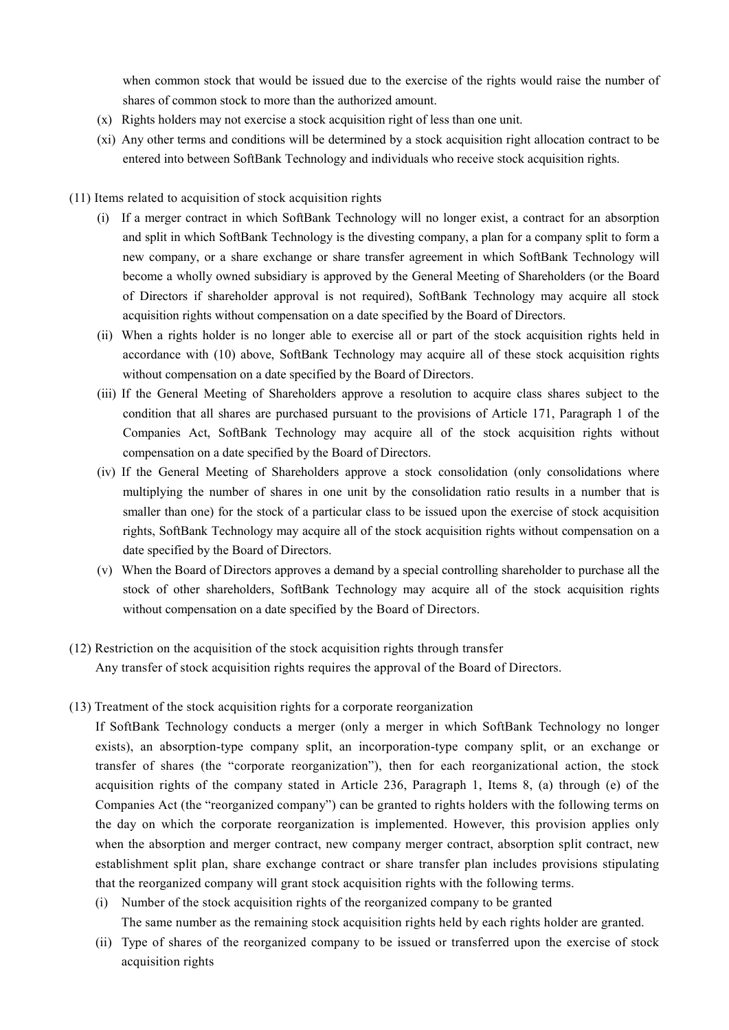when common stock that would be issued due to the exercise of the rights would raise the number of shares of common stock to more than the authorized amount.

(x) Rights holders may not exercise a stock acquisition right of less than one unit.

(xi) Any other terms and conditions will be determined by a stock acquisition right allocation contract to be entered into between SoftBank Technology and individuals who receive stock acquisition rights.

(11) Items related to acquisition of stock acquisition rights

(i) If a merger contract in which SoftBank Technology will no longer exist, a contract for an absorption and split in which SoftBank Technology is the divesting company, a plan for a company split to form a new company, or a share exchange or share transfer agreement in which SoftBank Technology will become a wholly owned subsidiary is approved by the General Meeting of Shareholders (or the Board of Directors if shareholder approval is not required), SoftBank Technology may acquire all stock acquisition rights without compensation on a date specified by the Board of Directors.

(ii) When a rights holder is no longer able to exercise all or part of the stock acquisition rights held in accordance with (10) above, SoftBank Technology may acquire all of these stock acquisition rights without compensation on a date specified by the Board of Directors.

(iii) If the General Meeting of Shareholders approve a resolution to acquire class shares subject to the condition that all shares are purchased pursuant to the provisions of Article 171, Paragraph 1 of the Companies Act, SoftBank Technology may acquire all of the stock acquisition rights without compensation on a date specified by the Board of Directors.

(iv) If the General Meeting of Shareholders approve a stock consolidation (only consolidations where multiplying the number of shares in one unit by the consolidation ratio results in a number that is smaller than one) for the stock of a particular class to be issued upon the exercise of stock acquisition rights, SoftBank Technology may acquire all of the stock acquisition rights without compensation on a date specified by the Board of Directors.

(v) When the Board of Directors approves a demand by a special controlling shareholder to purchase all the stock of other shareholders, SoftBank Technology may acquire all of the stock acquisition rights without compensation on a date specified by the Board of Directors.

(12) Restriction on the acquisition of the stock acquisition rights through transfer

Any transfer of stock acquisition rights requires the approval of the Board of Directors.

(13) Treatment of the stock acquisition rights for a corporate reorganization

If SoftBank Technology conducts a merger (only a merger in which SoftBank Technology no longer exists), an absorption-type company split, an incorporation-type company split, or an exchange or transfer of shares (the "corporate reorganization"), then for each reorganizational action, the stock acquisition rights of the company stated in Article 236, Paragraph 1, Items 8, (a) through (e) of the Companies Act (the "reorganized company") can be granted to rights holders with the following terms on the day on which the corporate reorganization is implemented. However, this provision applies only when the absorption and merger contract, new company merger contract, absorption split contract, new establishment split plan, share exchange contract or share transfer plan includes provisions stipulating that the reorganized company will grant stock acquisition rights with the following terms.

(i) Number of the stock acquisition rights of the reorganized company to be granted

The same number as the remaining stock acquisition rights held by each rights holder are granted.

(ii) Type of shares of the reorganized company to be issued or transferred upon the exercise of stock acquisition rights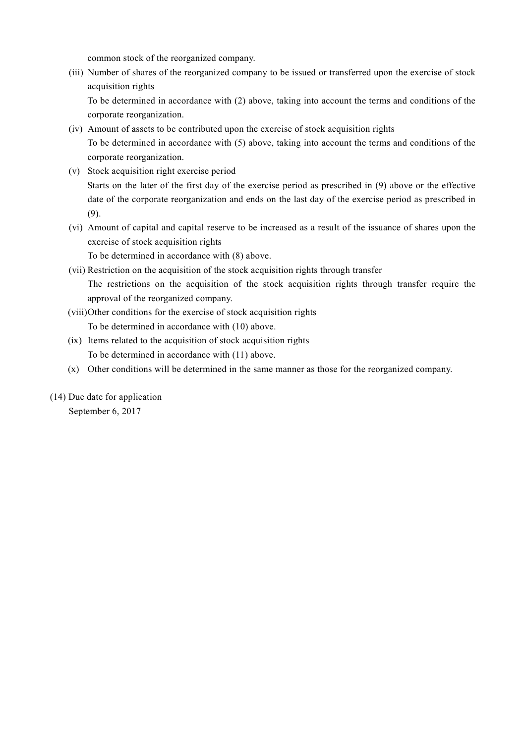common stock of the reorganized company.

(iii) Number of shares of the reorganized company to be issued or transferred upon the exercise of stock acquisition rights

To be determined in accordance with (2) above, taking into account the terms and conditions of the corporate reorganization.

(iv) Amount of assets to be contributed upon the exercise of stock acquisition rights

To be determined in accordance with (5) above, taking into account the terms and conditions of the corporate reorganization.

(v) Stock acquisition right exercise period

Starts on the later of the first day of the exercise period as prescribed in (9) above or the effective date of the corporate reorganization and ends on the last day of the exercise period as prescribed in (9).

(vi) Amount of capital and capital reserve to be increased as a result of the issuance of shares upon the exercise of stock acquisition rights

To be determined in accordance with (8) above.

(vii) Restriction on the acquisition of the stock acquisition rights through transfer

The restrictions on the acquisition of the stock acquisition rights through transfer require the approval of the reorganized company.

(viii) Other conditions for the exercise of stock acquisition rights

To be determined in accordance with (10) above.

(ix) Items related to the acquisition of stock acquisition rights

To be determined in accordance with (11) above.

(x) Other conditions will be determined in the same manner as those for the reorganized company.

(14) Due date for application

September 6, 2017